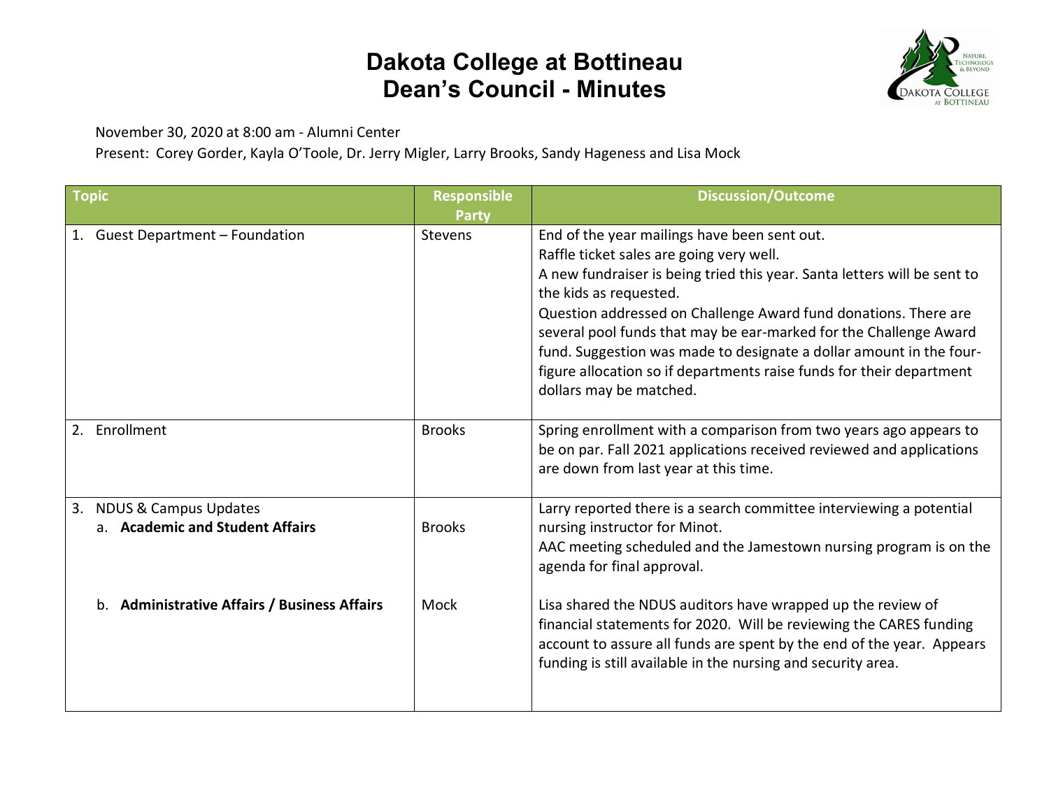# Dakota College at Bottineau
# Dean's Council - Minutes

November 30, 2020 at 8:00 am - Alumni Center
Present: Corey Gorder, Kayla O'Toole, Dr. Jerry Migler, Larry Brooks, Sandy Hageness and Lisa Mock

| Topic | Responsible Party | Discussion/Outcome |
|---|---|---|
| 1. Guest Department – Foundation | Stevens | End of the year mailings have been sent out.<br>Raffle ticket sales are going very well.<br>A new fundraiser is being tried this year. Santa letters will be sent to the kids as requested.<br>Question addressed on Challenge Award fund donations. There are several pool funds that may be ear-marked for the Challenge Award fund. Suggestion was made to designate a dollar amount in the four-figure allocation so if departments raise funds for their department dollars may be matched. |
| 2. Enrollment | Brooks | Spring enrollment with a comparison from two years ago appears to be on par. Fall 2021 applications received reviewed and applications are down from last year at this time. |
| 3. NDUS & Campus Updates<br>a. **Academic and Student Affairs** | Brooks | Larry reported there is a search committee interviewing a potential nursing instructor for Minot.<br>AAC meeting scheduled and the Jamestown nursing program is on the agenda for final approval. |
| b. **Administrative Affairs / Business Affairs** | Mock | Lisa shared the NDUS auditors have wrapped up the review of financial statements for 2020. Will be reviewing the CARES funding account to assure all funds are spent by the end of the year. Appears funding is still available in the nursing and security area. |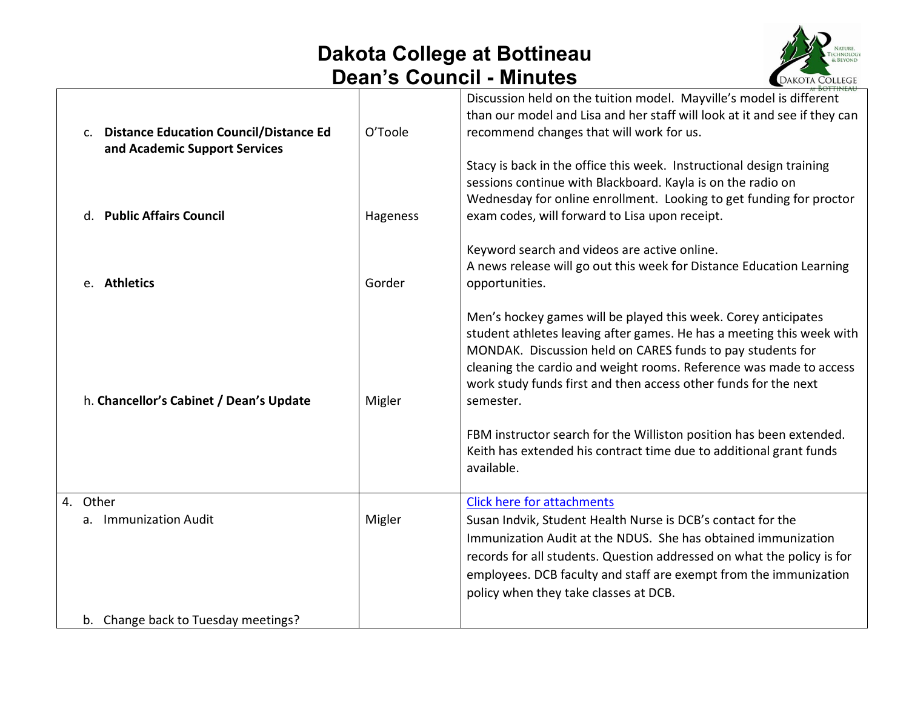# Dakota College at Bottineau
## Dean's Council - Minutes

| | | |
|---|---|---|
| c. **Distance Education Council/Distance Ed and Academic Support Services** | O'Toole | Discussion held on the tuition model. Mayville's model is different than our model and Lisa and her staff will look at it and see if they can recommend changes that will work for us.<br><br>Stacy is back in the office this week. Instructional design training sessions continue with Blackboard. Kayla is on the radio on Wednesday for online enrollment. Looking to get funding for proctor exam codes, will forward to Lisa upon receipt. |
| d. **Public Affairs Council** | Hageness | Keyword search and videos are active online.<br>A news release will go out this week for Distance Education Learning opportunities. |
| e. **Athletics** | Gorder | Men's hockey games will be played this week. Corey anticipates student athletes leaving after games. He has a meeting this week with MONDAK. Discussion held on CARES funds to pay students for cleaning the cardio and weight rooms. Reference was made to access work study funds first and then access other funds for the next semester. |
| h. **Chancellor's Cabinet / Dean's Update** | Migler | FBM instructor search for the Williston position has been extended. Keith has extended his contract time due to additional grant funds available. |
| 4. Other<br>a. Immunization Audit | Migler | [Click here for attachments](#)<br>Susan Indvik, Student Health Nurse is DCB's contact for the Immunization Audit at the NDUS. She has obtained immunization records for all students. Question addressed on what the policy is for employees. DCB faculty and staff are exempt from the immunization policy when they take classes at DCB. |
| b. Change back to Tuesday meetings? | | |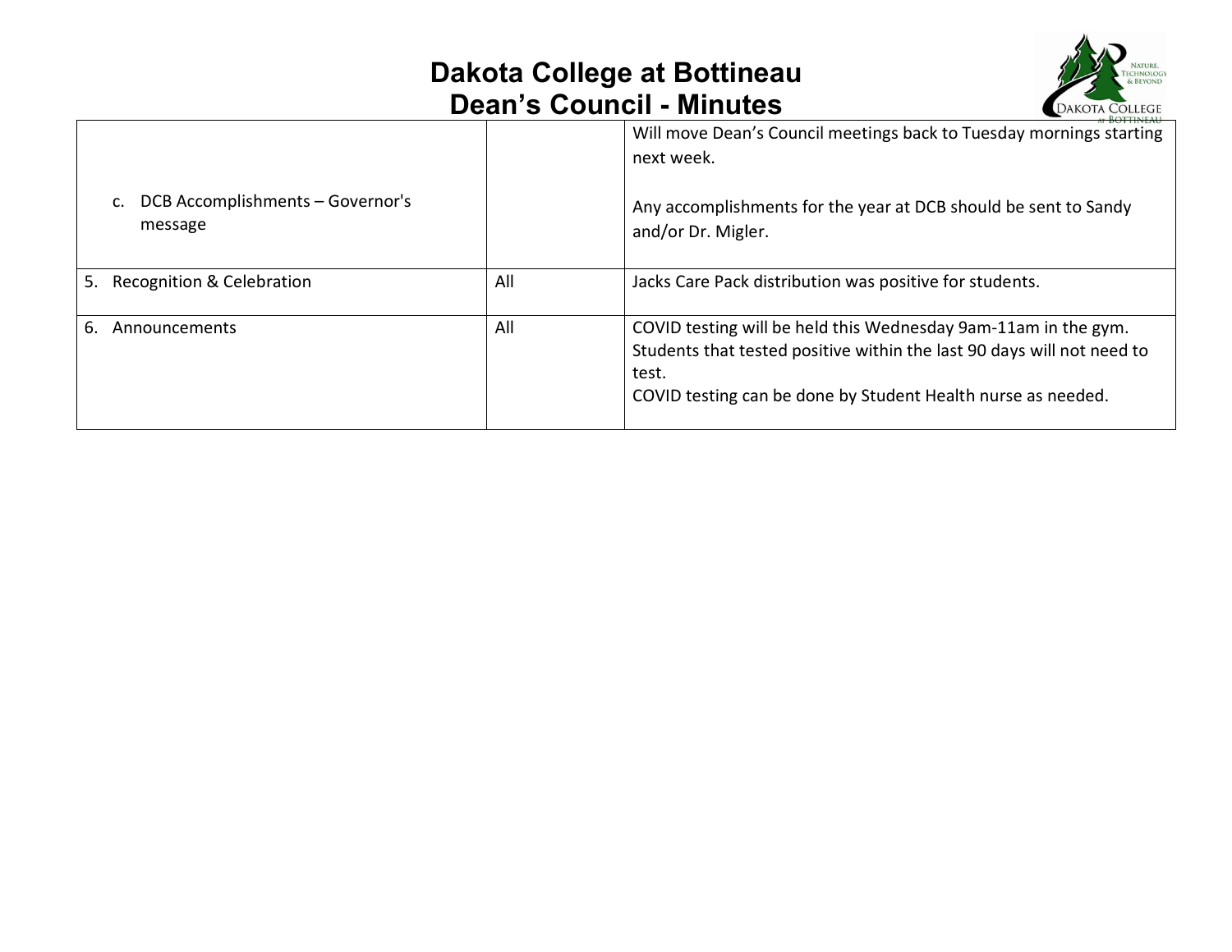| | | |
|---|---|---|
| c. DCB Accomplishments – Governor's message | | Will move Dean's Council meetings back to Tuesday mornings starting next week.<br><br>Any accomplishments for the year at DCB should be sent to Sandy and/or Dr. Migler. |
| 5. Recognition & Celebration | All | Jacks Care Pack distribution was positive for students. |
| 6. Announcements | All | COVID testing will be held this Wednesday 9am-11am in the gym. Students that tested positive within the last 90 days will not need to test.<br>COVID testing can be done by Student Health nurse as needed. |